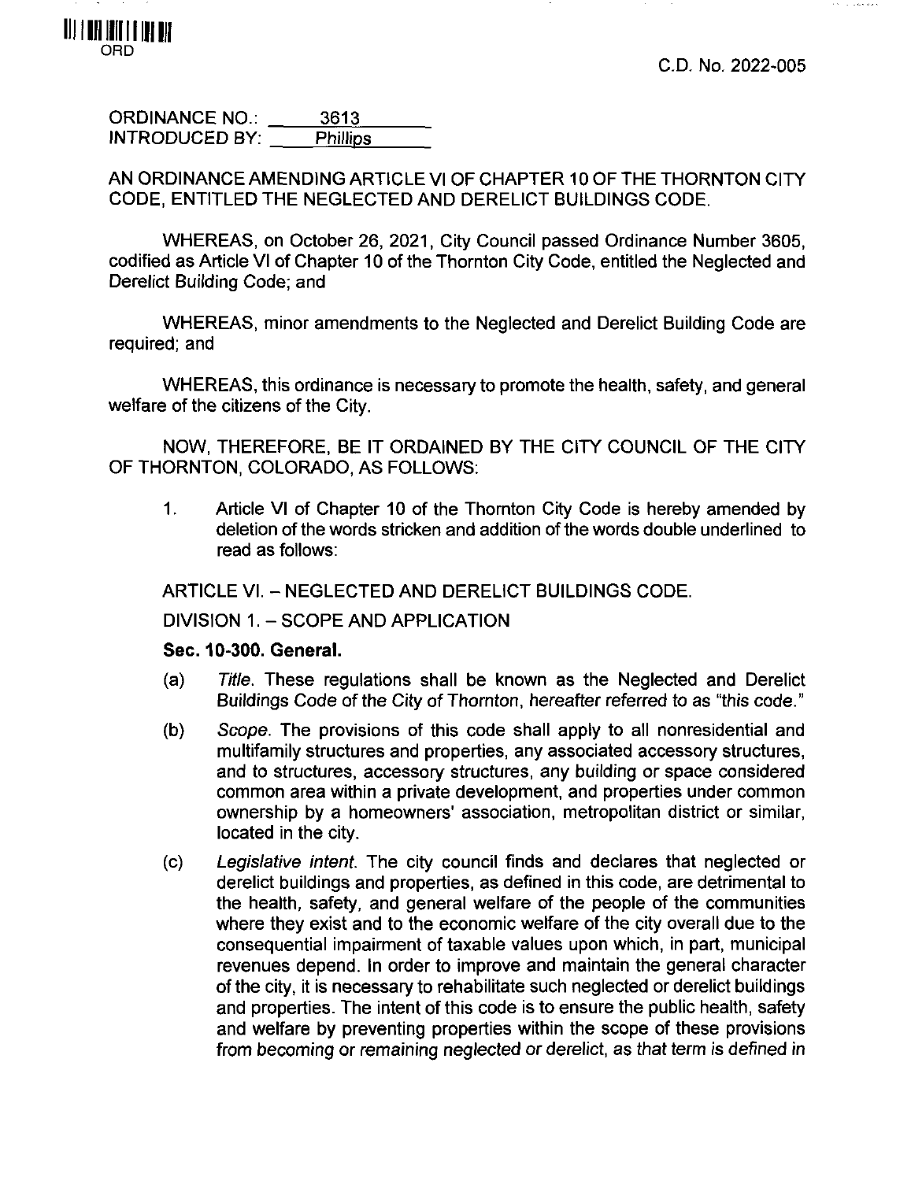ORD

C.D. No. 2022-005

ORDINANCE NO.: 3613
INTRODUCED BY: Phillips

AN ORDINANCE AMENDING ARTICLE VI OF CHAPTER 10 OF THE THORNTON CITY CODE, ENTITLED THE NEGLECTED AND DERELICT BUILDINGS CODE.

WHEREAS, on October 26, 2021, City Council passed Ordinance Number 3605, codified as Article VI of Chapter 10 of the Thornton City Code, entitled the Neglected and Derelict Building Code; and

WHEREAS, minor amendments to the Neglected and Derelict Building Code are required; and

WHEREAS, this ordinance is necessary to promote the health, safety, and general welfare of the citizens of the City.

NOW, THEREFORE, BE IT ORDAINED BY THE CITY COUNCIL OF THE CITY OF THORNTON, COLORADO, AS FOLLOWS:

1. Article VI of Chapter 10 of the Thornton City Code is hereby amended by deletion of the words stricken and addition of the words double underlined to read as follows:

ARTICLE VI. – NEGLECTED AND DERELICT BUILDINGS CODE.

DIVISION 1. – SCOPE AND APPLICATION

**Sec. 10-300. General.**

(a) *Title.* These regulations shall be known as the Neglected and Derelict Buildings Code of the City of Thornton, hereafter referred to as "this code."

(b) *Scope.* The provisions of this code shall apply to all nonresidential and multifamily structures and properties, any associated accessory structures, and to structures, accessory structures, any building or space considered common area within a private development, and properties under common ownership by a homeowners' association, metropolitan district or similar, located in the city.

(c) *Legislative intent.* The city council finds and declares that neglected or derelict buildings and properties, as defined in this code, are detrimental to the health, safety, and general welfare of the people of the communities where they exist and to the economic welfare of the city overall due to the consequential impairment of taxable values upon which, in part, municipal revenues depend. In order to improve and maintain the general character of the city, it is necessary to rehabilitate such neglected or derelict buildings and properties. The intent of this code is to ensure the public health, safety and welfare by preventing properties within the scope of these provisions from becoming or remaining neglected or derelict, as that term is defined in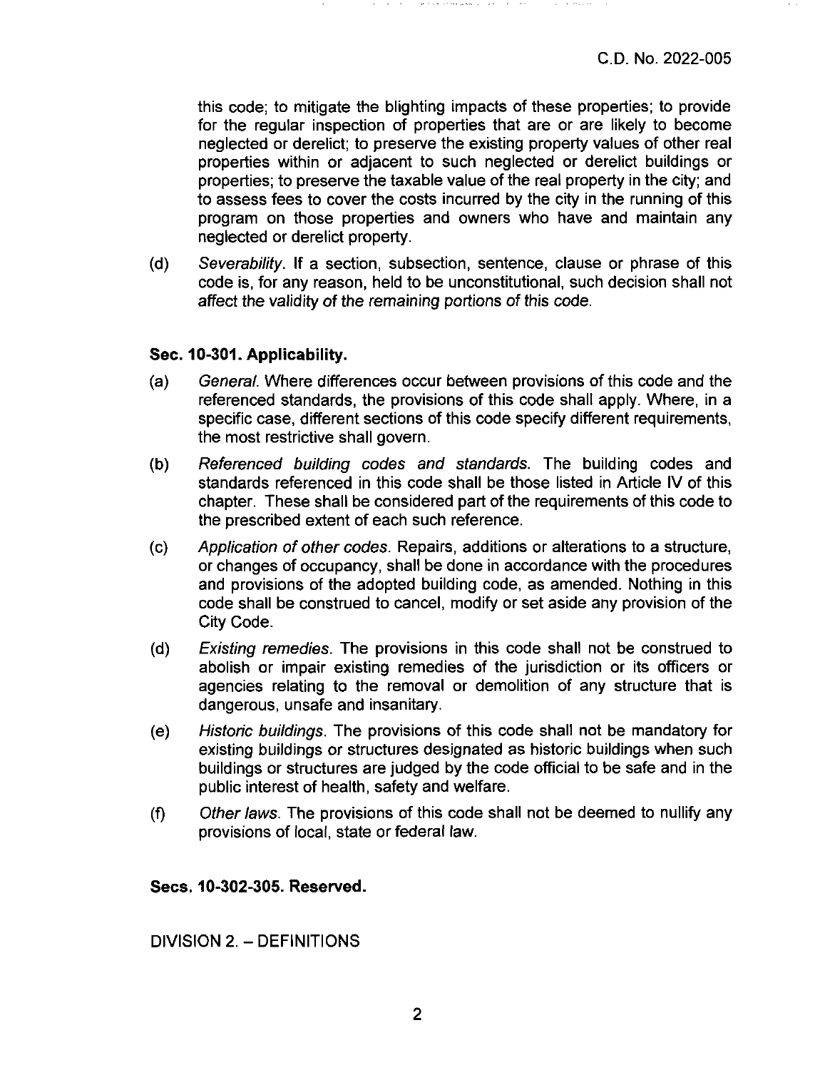this code; to mitigate the blighting impacts of these properties; to provide for the regular inspection of properties that are or are likely to become neglected or derelict; to preserve the existing property values of other real properties within or adjacent to such neglected or derelict buildings or properties; to preserve the taxable value of the real property in the city; and to assess fees to cover the costs incurred by the city in the running of this program on those properties and owners who have and maintain any neglected or derelict property.

(d) *Severability*. If a section, subsection, sentence, clause or phrase of this code is, for any reason, held to be unconstitutional, such decision shall not affect the validity of the remaining portions of this code.

**Sec. 10-301. Applicability.**

(a) *General*. Where differences occur between provisions of this code and the referenced standards, the provisions of this code shall apply. Where, in a specific case, different sections of this code specify different requirements, the most restrictive shall govern.

(b) *Referenced building codes and standards*. The building codes and standards referenced in this code shall be those listed in Article IV of this chapter. These shall be considered part of the requirements of this code to the prescribed extent of each such reference.

(c) *Application of other codes*. Repairs, additions or alterations to a structure, or changes of occupancy, shall be done in accordance with the procedures and provisions of the adopted building code, as amended. Nothing in this code shall be construed to cancel, modify or set aside any provision of the City Code.

(d) *Existing remedies*. The provisions in this code shall not be construed to abolish or impair existing remedies of the jurisdiction or its officers or agencies relating to the removal or demolition of any structure that is dangerous, unsafe and insanitary.

(e) *Historic buildings*. The provisions of this code shall not be mandatory for existing buildings or structures designated as historic buildings when such buildings or structures are judged by the code official to be safe and in the public interest of health, safety and welfare.

(f) *Other laws*. The provisions of this code shall not be deemed to nullify any provisions of local, state or federal law.

**Secs. 10-302-305. Reserved.**

DIVISION 2. – DEFINITIONS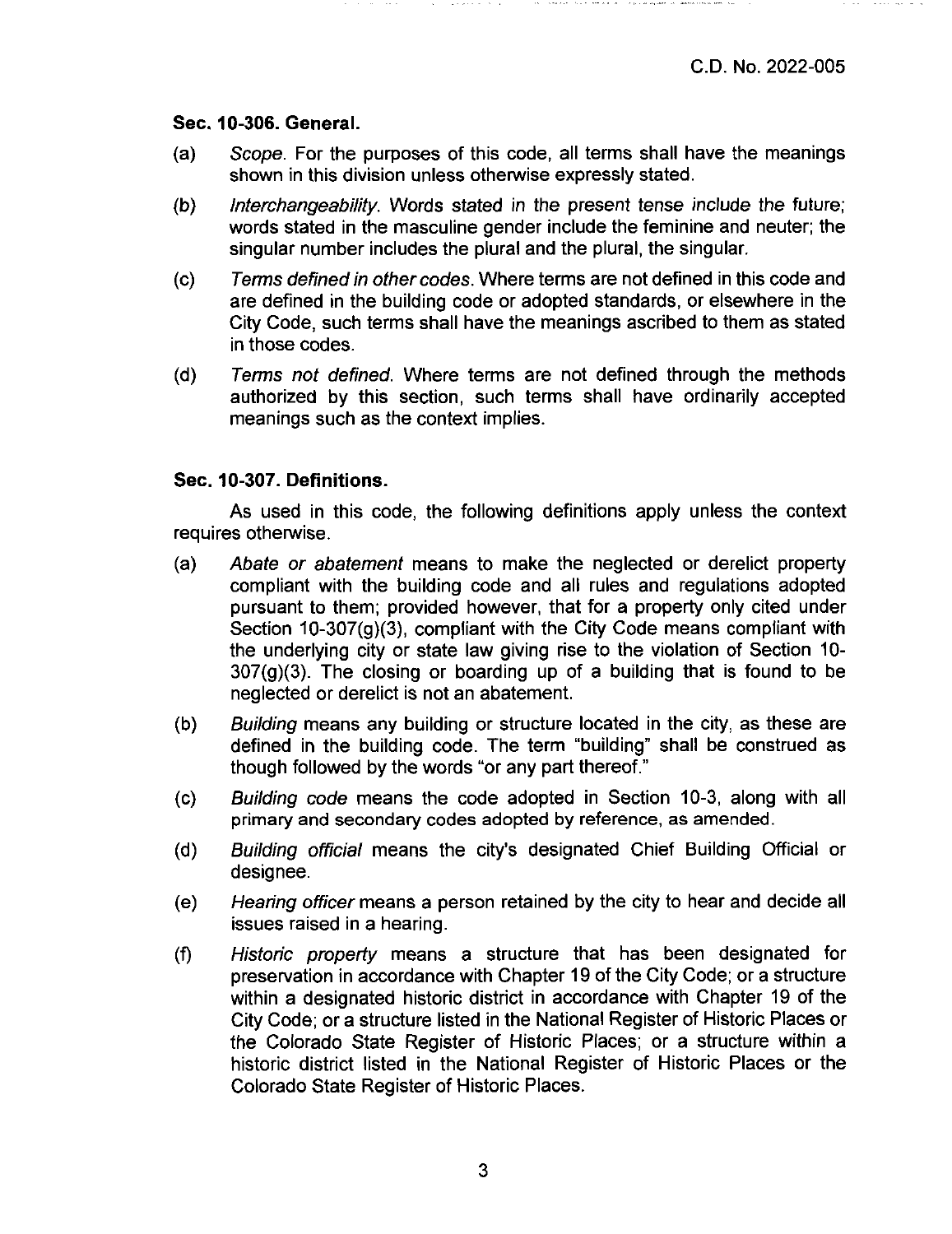C.D. No. 2022-005

### Sec. 10-306. General.

(a) *Scope.* For the purposes of this code, all terms shall have the meanings shown in this division unless otherwise expressly stated.

(b) *Interchangeability.* Words stated in the present tense include the future; words stated in the masculine gender include the feminine and neuter; the singular number includes the plural and the plural, the singular.

(c) *Terms defined in other codes.* Where terms are not defined in this code and are defined in the building code or adopted standards, or elsewhere in the City Code, such terms shall have the meanings ascribed to them as stated in those codes.

(d) *Terms not defined.* Where terms are not defined through the methods authorized by this section, such terms shall have ordinarily accepted meanings such as the context implies.

### Sec. 10-307. Definitions.

As used in this code, the following definitions apply unless the context requires otherwise.

(a) *Abate or abatement* means to make the neglected or derelict property compliant with the building code and all rules and regulations adopted pursuant to them; provided however, that for a property only cited under Section 10-307(g)(3), compliant with the City Code means compliant with the underlying city or state law giving rise to the violation of Section 10-307(g)(3). The closing or boarding up of a building that is found to be neglected or derelict is not an abatement.

(b) *Building* means any building or structure located in the city, as these are defined in the building code. The term "building" shall be construed as though followed by the words "or any part thereof."

(c) *Building code* means the code adopted in Section 10-3, along with all primary and secondary codes adopted by reference, as amended.

(d) *Building official* means the city's designated Chief Building Official or designee.

(e) *Hearing officer* means a person retained by the city to hear and decide all issues raised in a hearing.

(f) *Historic property* means a structure that has been designated for preservation in accordance with Chapter 19 of the City Code; or a structure within a designated historic district in accordance with Chapter 19 of the City Code; or a structure listed in the National Register of Historic Places or the Colorado State Register of Historic Places; or a structure within a historic district listed in the National Register of Historic Places or the Colorado State Register of Historic Places.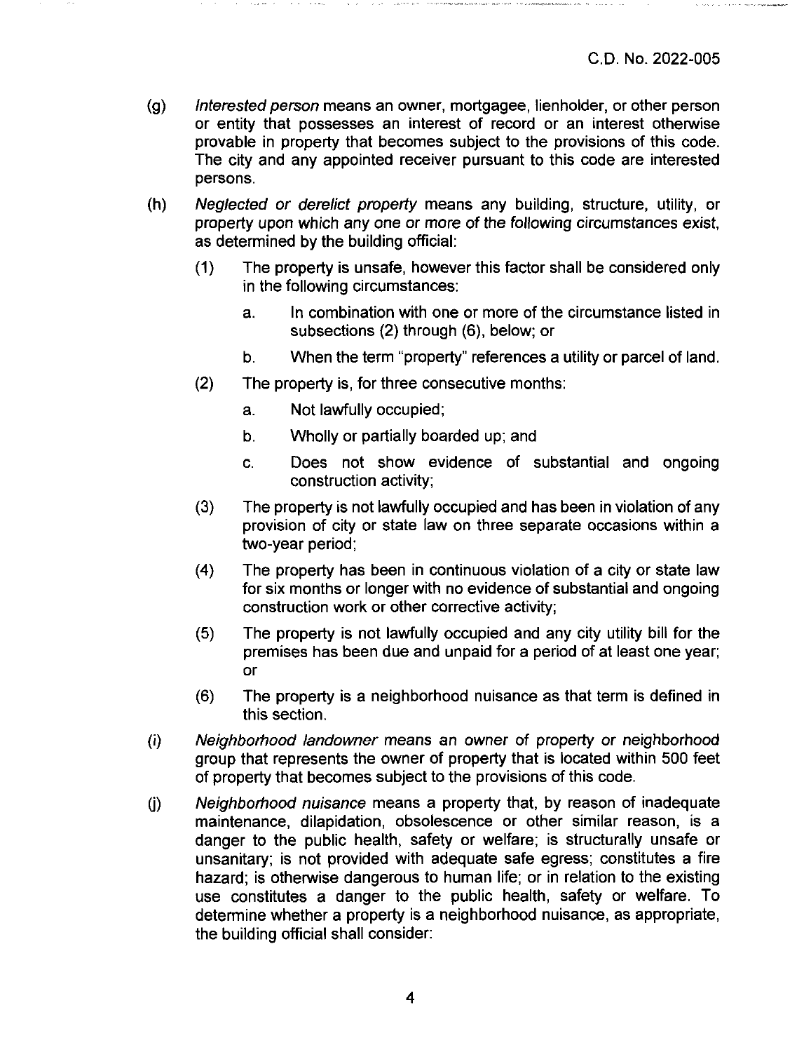(g) *Interested person* means an owner, mortgagee, lienholder, or other person or entity that possesses an interest of record or an interest otherwise provable in property that becomes subject to the provisions of this code. The city and any appointed receiver pursuant to this code are interested persons.

(h) *Neglected or derelict property* means any building, structure, utility, or property upon which any one or more of the following circumstances exist, as determined by the building official:

  (1) The property is unsafe, however this factor shall be considered only in the following circumstances:

    a. In combination with one or more of the circumstance listed in subsections (2) through (6), below; or

    b. When the term "property" references a utility or parcel of land.

  (2) The property is, for three consecutive months:

    a. Not lawfully occupied;

    b. Wholly or partially boarded up; and

    c. Does not show evidence of substantial and ongoing construction activity;

  (3) The property is not lawfully occupied and has been in violation of any provision of city or state law on three separate occasions within a two-year period;

  (4) The property has been in continuous violation of a city or state law for six months or longer with no evidence of substantial and ongoing construction work or other corrective activity;

  (5) The property is not lawfully occupied and any city utility bill for the premises has been due and unpaid for a period of at least one year; or

  (6) The property is a neighborhood nuisance as that term is defined in this section.

(i) *Neighborhood landowner* means an owner of property or neighborhood group that represents the owner of property that is located within 500 feet of property that becomes subject to the provisions of this code.

(j) *Neighborhood nuisance* means a property that, by reason of inadequate maintenance, dilapidation, obsolescence or other similar reason, is a danger to the public health, safety or welfare; is structurally unsafe or unsanitary; is not provided with adequate safe egress; constitutes a fire hazard; is otherwise dangerous to human life; or in relation to the existing use constitutes a danger to the public health, safety or welfare. To determine whether a property is a neighborhood nuisance, as appropriate, the building official shall consider: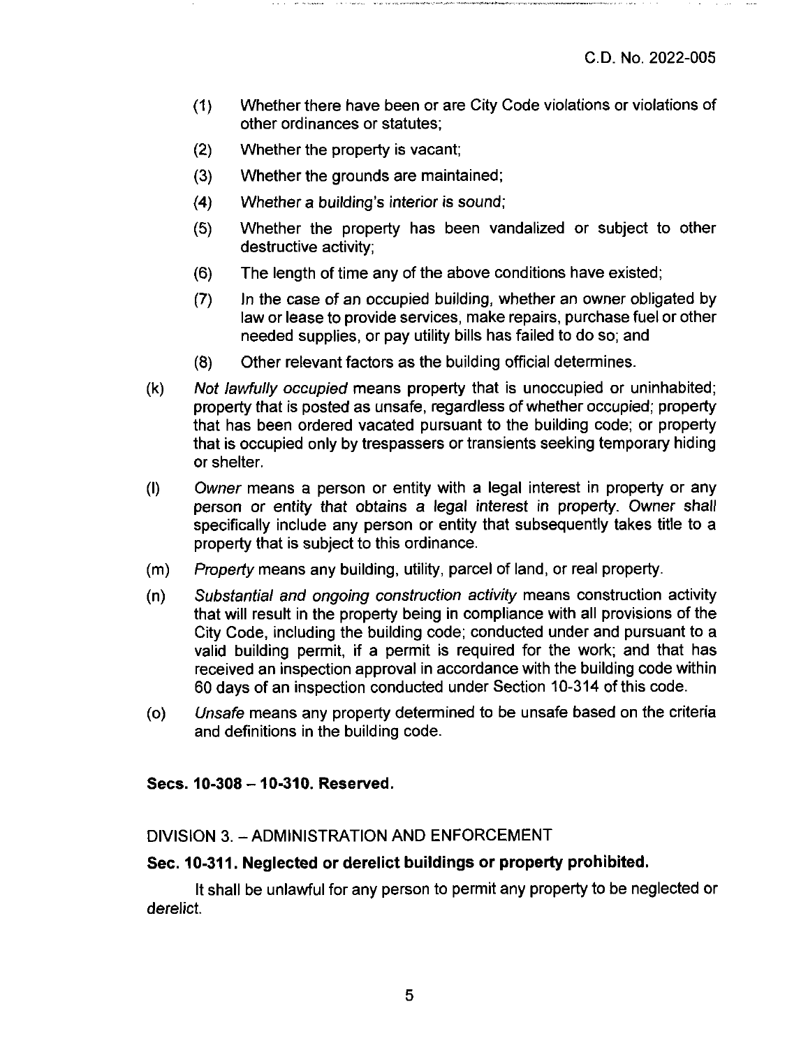(1) Whether there have been or are City Code violations or violations of other ordinances or statutes;

(2) Whether the property is vacant;

(3) Whether the grounds are maintained;

(4) Whether a building's interior is sound;

(5) Whether the property has been vandalized or subject to other destructive activity;

(6) The length of time any of the above conditions have existed;

(7) In the case of an occupied building, whether an owner obligated by law or lease to provide services, make repairs, purchase fuel or other needed supplies, or pay utility bills has failed to do so; and

(8) Other relevant factors as the building official determines.

(k) *Not lawfully occupied* means property that is unoccupied or uninhabited; property that is posted as unsafe, regardless of whether occupied; property that has been ordered vacated pursuant to the building code; or property that is occupied only by trespassers or transients seeking temporary hiding or shelter.

(l) *Owner* means a person or entity with a legal interest in property or any person or entity that obtains a legal interest in property. Owner shall specifically include any person or entity that subsequently takes title to a property that is subject to this ordinance.

(m) *Property* means any building, utility, parcel of land, or real property.

(n) *Substantial and ongoing construction activity* means construction activity that will result in the property being in compliance with all provisions of the City Code, including the building code; conducted under and pursuant to a valid building permit, if a permit is required for the work; and that has received an inspection approval in accordance with the building code within 60 days of an inspection conducted under Section 10-314 of this code.

(o) *Unsafe* means any property determined to be unsafe based on the criteria and definitions in the building code.

**Secs. 10-308 – 10-310. Reserved.**

DIVISION 3. – ADMINISTRATION AND ENFORCEMENT

**Sec. 10-311. Neglected or derelict buildings or property prohibited.**

It shall be unlawful for any person to permit any property to be neglected or derelict.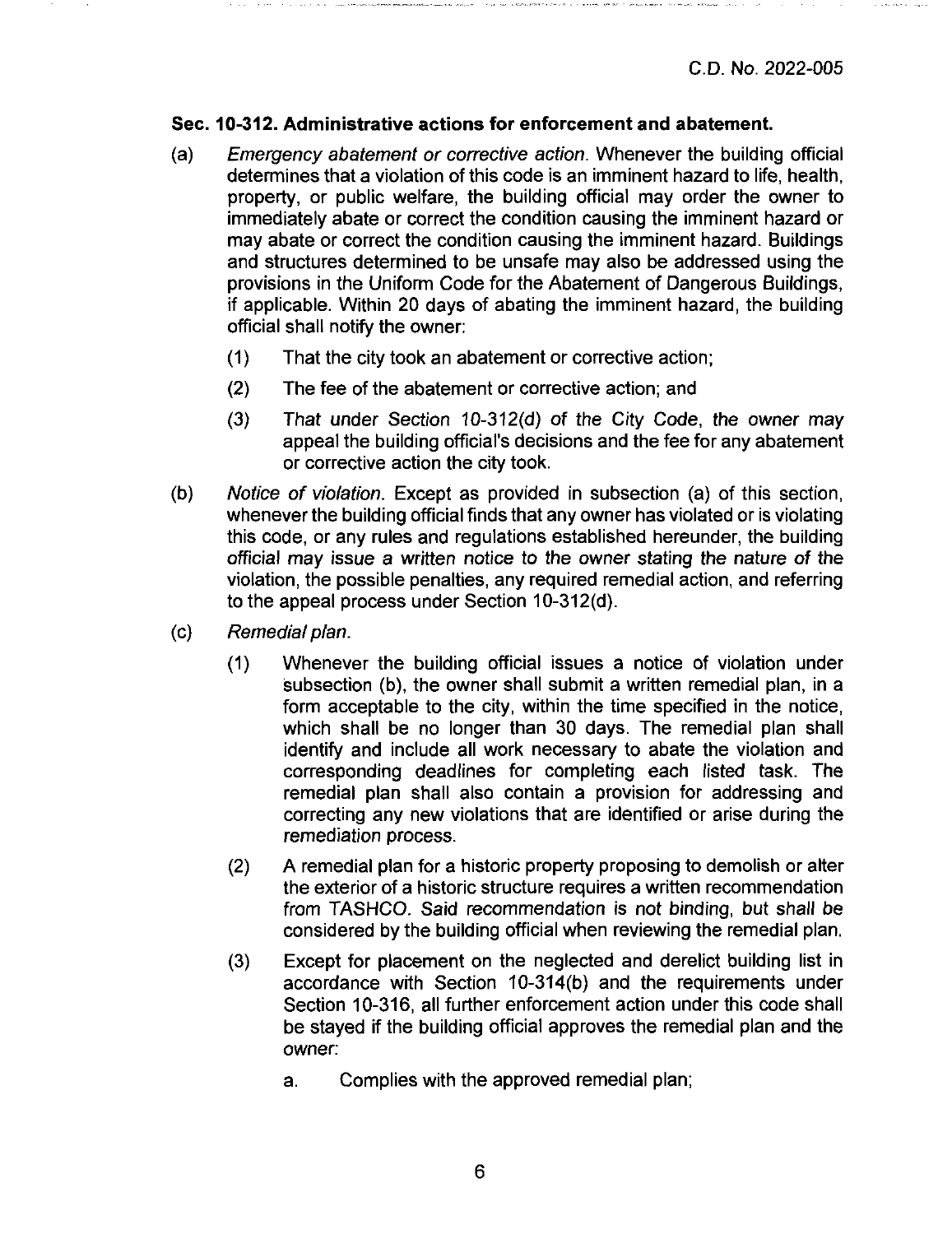**Sec. 10-312. Administrative actions for enforcement and abatement.**

(a) *Emergency abatement or corrective action.* Whenever the building official determines that a violation of this code is an imminent hazard to life, health, property, or public welfare, the building official may order the owner to immediately abate or correct the condition causing the imminent hazard or may abate or correct the condition causing the imminent hazard. Buildings and structures determined to be unsafe may also be addressed using the provisions in the Uniform Code for the Abatement of Dangerous Buildings, if applicable. Within 20 days of abating the imminent hazard, the building official shall notify the owner:

(1) That the city took an abatement or corrective action;

(2) The fee of the abatement or corrective action; and

(3) That under Section 10-312(d) of the City Code, the owner may appeal the building official's decisions and the fee for any abatement or corrective action the city took.

(b) *Notice of violation.* Except as provided in subsection (a) of this section, whenever the building official finds that any owner has violated or is violating this code, or any rules and regulations established hereunder, the building official may issue a written notice to the owner stating the nature of the violation, the possible penalties, any required remedial action, and referring to the appeal process under Section 10-312(d).

(c) *Remedial plan.*

(1) Whenever the building official issues a notice of violation under subsection (b), the owner shall submit a written remedial plan, in a form acceptable to the city, within the time specified in the notice, which shall be no longer than 30 days. The remedial plan shall identify and include all work necessary to abate the violation and corresponding deadlines for completing each listed task. The remedial plan shall also contain a provision for addressing and correcting any new violations that are identified or arise during the remediation process.

(2) A remedial plan for a historic property proposing to demolish or alter the exterior of a historic structure requires a written recommendation from TASHCO. Said recommendation is not binding, but shall be considered by the building official when reviewing the remedial plan.

(3) Except for placement on the neglected and derelict building list in accordance with Section 10-314(b) and the requirements under Section 10-316, all further enforcement action under this code shall be stayed if the building official approves the remedial plan and the owner:

a. Complies with the approved remedial plan;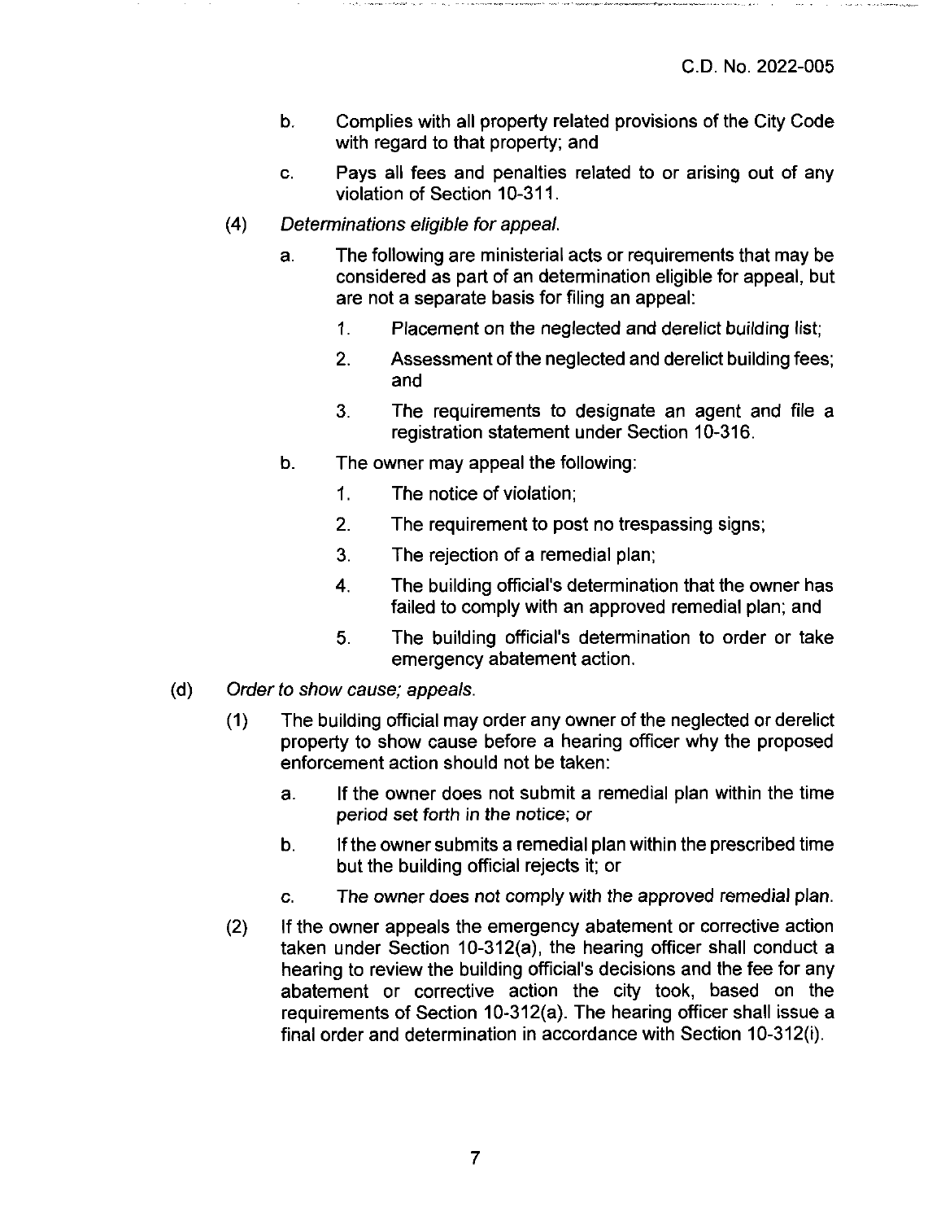b. Complies with all property related provisions of the City Code with regard to that property; and

c. Pays all fees and penalties related to or arising out of any violation of Section 10-311.

(4) *Determinations eligible for appeal.*

a. The following are ministerial acts or requirements that may be considered as part of an determination eligible for appeal, but are not a separate basis for filing an appeal:

1. Placement on the neglected and derelict building list;

2. Assessment of the neglected and derelict building fees; and

3. The requirements to designate an agent and file a registration statement under Section 10-316.

b. The owner may appeal the following:

1. The notice of violation;

2. The requirement to post no trespassing signs;

3. The rejection of a remedial plan;

4. The building official's determination that the owner has failed to comply with an approved remedial plan; and

5. The building official's determination to order or take emergency abatement action.

(d) *Order to show cause; appeals.*

(1) The building official may order any owner of the neglected or derelict property to show cause before a hearing officer why the proposed enforcement action should not be taken:

a. If the owner does not submit a remedial plan within the time period set forth in the notice; or

b. If the owner submits a remedial plan within the prescribed time but the building official rejects it; or

c. The owner does not comply with the approved remedial plan.

(2) If the owner appeals the emergency abatement or corrective action taken under Section 10-312(a), the hearing officer shall conduct a hearing to review the building official's decisions and the fee for any abatement or corrective action the city took, based on the requirements of Section 10-312(a). The hearing officer shall issue a final order and determination in accordance with Section 10-312(i).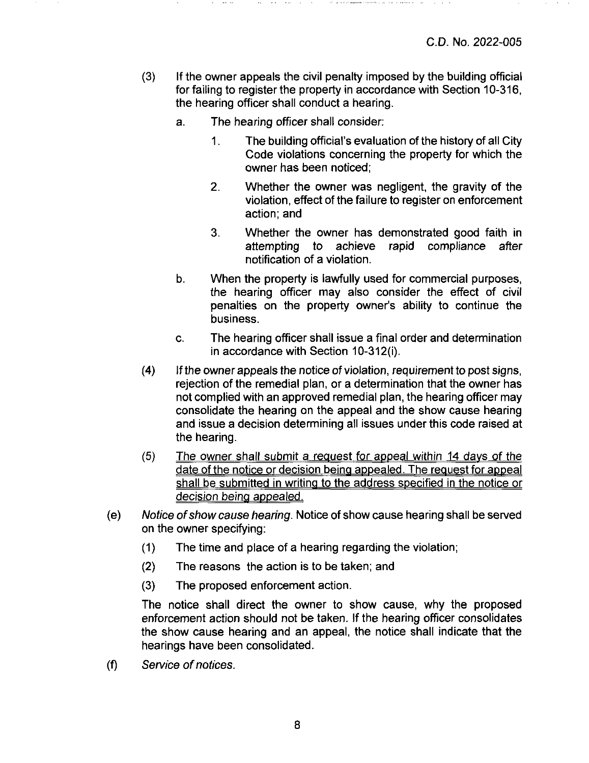(3) If the owner appeals the civil penalty imposed by the building official for failing to register the property in accordance with Section 10-316, the hearing officer shall conduct a hearing.

   a. The hearing officer shall consider:

      1. The building official's evaluation of the history of all City Code violations concerning the property for which the owner has been noticed;

      2. Whether the owner was negligent, the gravity of the violation, effect of the failure to register on enforcement action; and

      3. Whether the owner has demonstrated good faith in attempting to achieve rapid compliance after notification of a violation.

   b. When the property is lawfully used for commercial purposes, the hearing officer may also consider the effect of civil penalties on the property owner's ability to continue the business.

   c. The hearing officer shall issue a final order and determination in accordance with Section 10-312(i).

(4) If the owner appeals the notice of violation, requirement to post signs, rejection of the remedial plan, or a determination that the owner has not complied with an approved remedial plan, the hearing officer may consolidate the hearing on the appeal and the show cause hearing and issue a decision determining all issues under this code raised at the hearing.

(5) <u>The owner shall submit a request for appeal within 14 days of the date of the notice or decision being appealed. The request for appeal shall be submitted in writing to the address specified in the notice or decision being appealed.</u>

(e) *Notice of show cause hearing.* Notice of show cause hearing shall be served on the owner specifying:

   (1) The time and place of a hearing regarding the violation;

   (2) The reasons the action is to be taken; and

   (3) The proposed enforcement action.

   The notice shall direct the owner to show cause, why the proposed enforcement action should not be taken. If the hearing officer consolidates the show cause hearing and an appeal, the notice shall indicate that the hearings have been consolidated.

(f) *Service of notices.*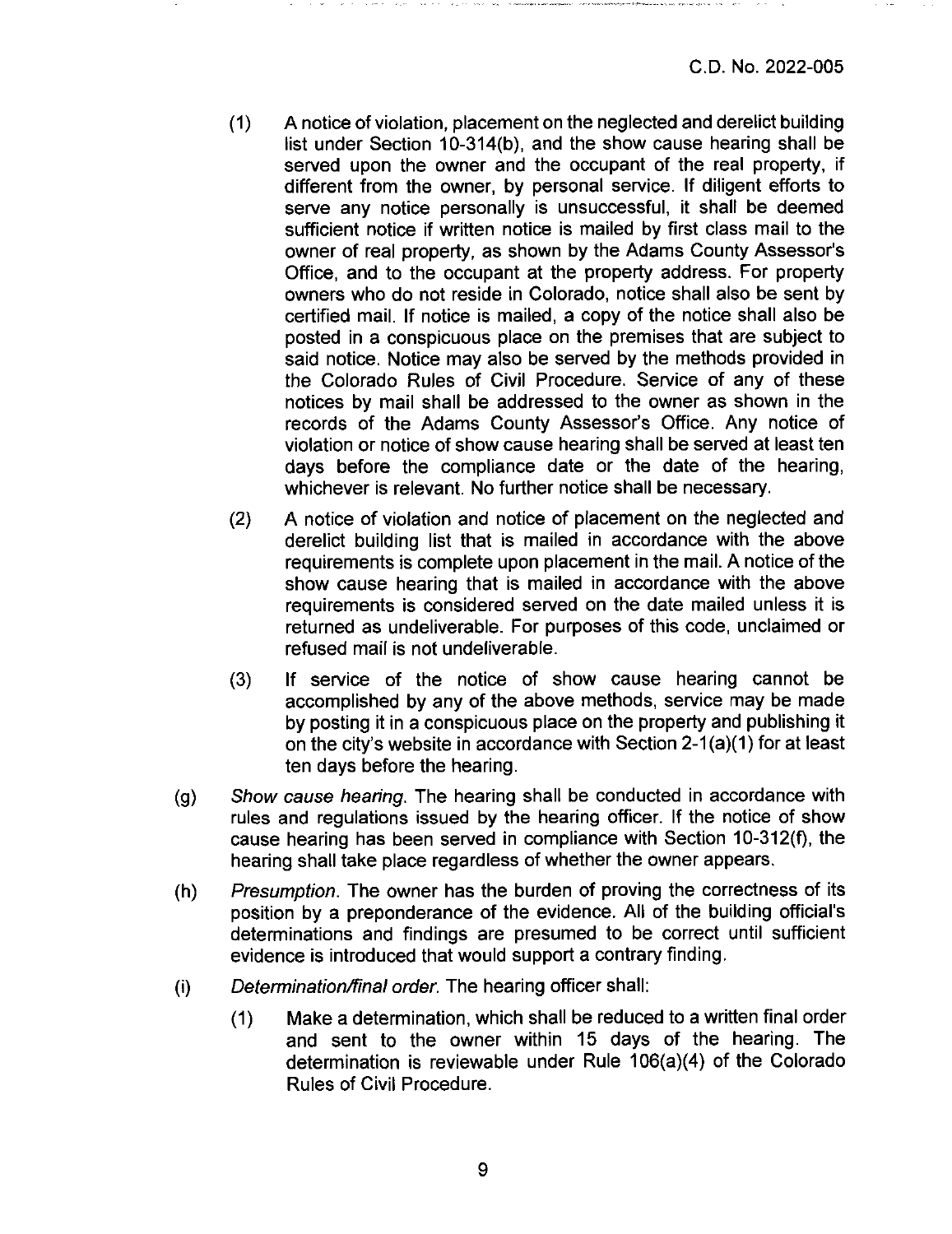(1) A notice of violation, placement on the neglected and derelict building list under Section 10-314(b), and the show cause hearing shall be served upon the owner and the occupant of the real property, if different from the owner, by personal service. If diligent efforts to serve any notice personally is unsuccessful, it shall be deemed sufficient notice if written notice is mailed by first class mail to the owner of real property, as shown by the Adams County Assessor's Office, and to the occupant at the property address. For property owners who do not reside in Colorado, notice shall also be sent by certified mail. If notice is mailed, a copy of the notice shall also be posted in a conspicuous place on the premises that are subject to said notice. Notice may also be served by the methods provided in the Colorado Rules of Civil Procedure. Service of any of these notices by mail shall be addressed to the owner as shown in the records of the Adams County Assessor's Office. Any notice of violation or notice of show cause hearing shall be served at least ten days before the compliance date or the date of the hearing, whichever is relevant. No further notice shall be necessary.

(2) A notice of violation and notice of placement on the neglected and derelict building list that is mailed in accordance with the above requirements is complete upon placement in the mail. A notice of the show cause hearing that is mailed in accordance with the above requirements is considered served on the date mailed unless it is returned as undeliverable. For purposes of this code, unclaimed or refused mail is not undeliverable.

(3) If service of the notice of show cause hearing cannot be accomplished by any of the above methods, service may be made by posting it in a conspicuous place on the property and publishing it on the city's website in accordance with Section 2-1(a)(1) for at least ten days before the hearing.

(g) *Show cause hearing.* The hearing shall be conducted in accordance with rules and regulations issued by the hearing officer. If the notice of show cause hearing has been served in compliance with Section 10-312(f), the hearing shall take place regardless of whether the owner appears.

(h) *Presumption.* The owner has the burden of proving the correctness of its position by a preponderance of the evidence. All of the building official's determinations and findings are presumed to be correct until sufficient evidence is introduced that would support a contrary finding.

(i) *Determination/final order.* The hearing officer shall:

(1) Make a determination, which shall be reduced to a written final order and sent to the owner within 15 days of the hearing. The determination is reviewable under Rule 106(a)(4) of the Colorado Rules of Civil Procedure.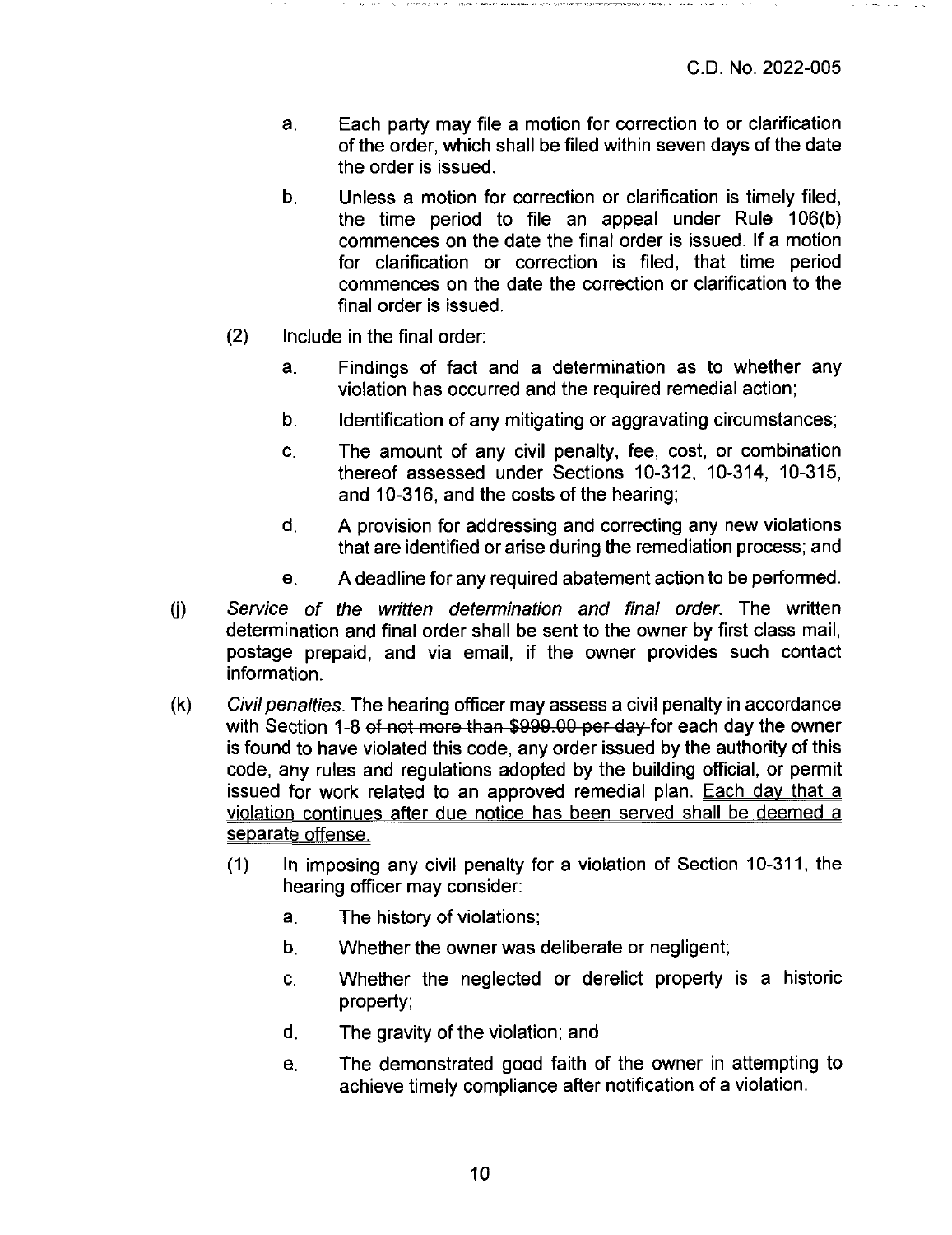a. Each party may file a motion for correction to or clarification of the order, which shall be filed within seven days of the date the order is issued.

b. Unless a motion for correction or clarification is timely filed, the time period to file an appeal under Rule 106(b) commences on the date the final order is issued. If a motion for clarification or correction is filed, that time period commences on the date the correction or clarification to the final order is issued.

(2) Include in the final order:

a. Findings of fact and a determination as to whether any violation has occurred and the required remedial action;

b. Identification of any mitigating or aggravating circumstances;

c. The amount of any civil penalty, fee, cost, or combination thereof assessed under Sections 10-312, 10-314, 10-315, and 10-316, and the costs of the hearing;

d. A provision for addressing and correcting any new violations that are identified or arise during the remediation process; and

e. A deadline for any required abatement action to be performed.

(j) *Service of the written determination and final order.* The written determination and final order shall be sent to the owner by first class mail, postage prepaid, and via email, if the owner provides such contact information.

(k) *Civil penalties.* The hearing officer may assess a civil penalty in accordance with Section 1-8 ~~of not more than $999.00 per day~~ for each day the owner is found to have violated this code, any order issued by the authority of this code, any rules and regulations adopted by the building official, or permit issued for work related to an approved remedial plan. <u>Each day that a violation continues after due notice has been served shall be deemed a separate offense.</u>

(1) In imposing any civil penalty for a violation of Section 10-311, the hearing officer may consider:

a. The history of violations;

b. Whether the owner was deliberate or negligent;

c. Whether the neglected or derelict property is a historic property;

d. The gravity of the violation; and

e. The demonstrated good faith of the owner in attempting to achieve timely compliance after notification of a violation.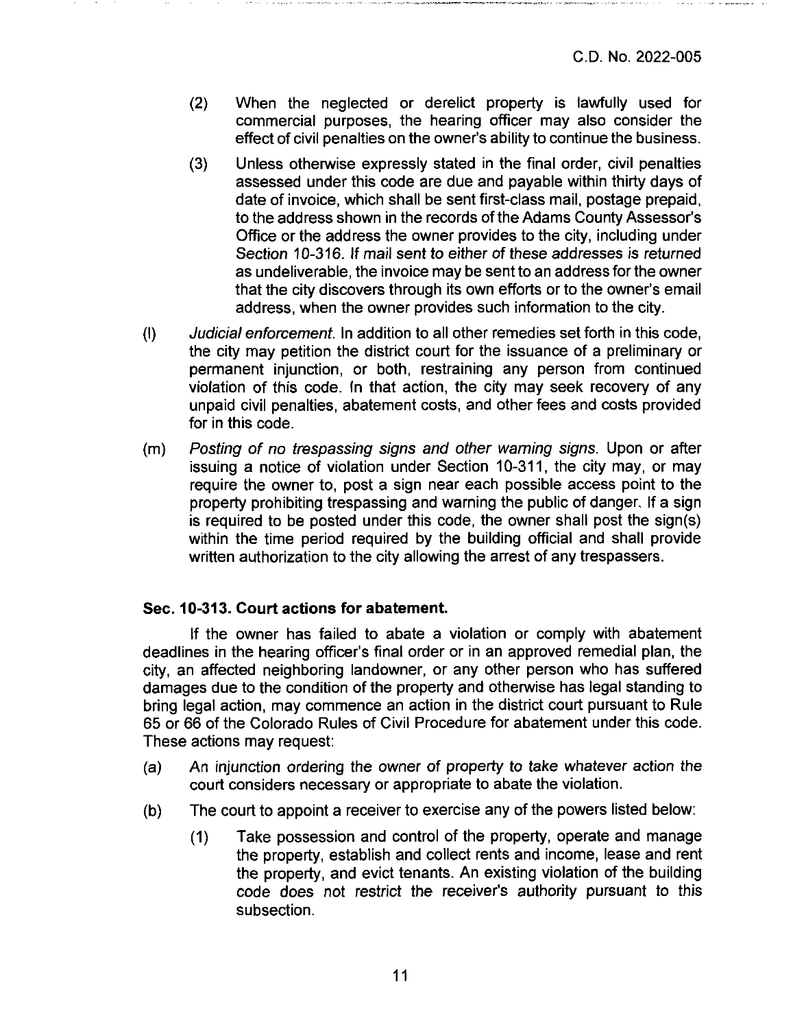(2) When the neglected or derelict property is lawfully used for commercial purposes, the hearing officer may also consider the effect of civil penalties on the owner's ability to continue the business.

(3) Unless otherwise expressly stated in the final order, civil penalties assessed under this code are due and payable within thirty days of date of invoice, which shall be sent first-class mail, postage prepaid, to the address shown in the records of the Adams County Assessor's Office or the address the owner provides to the city, including under Section 10-316. If mail sent to either of these addresses is returned as undeliverable, the invoice may be sent to an address for the owner that the city discovers through its own efforts or to the owner's email address, when the owner provides such information to the city.

(l) *Judicial enforcement.* In addition to all other remedies set forth in this code, the city may petition the district court for the issuance of a preliminary or permanent injunction, or both, restraining any person from continued violation of this code. In that action, the city may seek recovery of any unpaid civil penalties, abatement costs, and other fees and costs provided for in this code.

(m) *Posting of no trespassing signs and other warning signs.* Upon or after issuing a notice of violation under Section 10-311, the city may, or may require the owner to, post a sign near each possible access point to the property prohibiting trespassing and warning the public of danger. If a sign is required to be posted under this code, the owner shall post the sign(s) within the time period required by the building official and shall provide written authorization to the city allowing the arrest of any trespassers.

**Sec. 10-313. Court actions for abatement.**

If the owner has failed to abate a violation or comply with abatement deadlines in the hearing officer's final order or in an approved remedial plan, the city, an affected neighboring landowner, or any other person who has suffered damages due to the condition of the property and otherwise has legal standing to bring legal action, may commence an action in the district court pursuant to Rule 65 or 66 of the Colorado Rules of Civil Procedure for abatement under this code. These actions may request:

(a) An injunction ordering the owner of property to take whatever action the court considers necessary or appropriate to abate the violation.

(b) The court to appoint a receiver to exercise any of the powers listed below:

(1) Take possession and control of the property, operate and manage the property, establish and collect rents and income, lease and rent the property, and evict tenants. An existing violation of the building code does not restrict the receiver's authority pursuant to this subsection.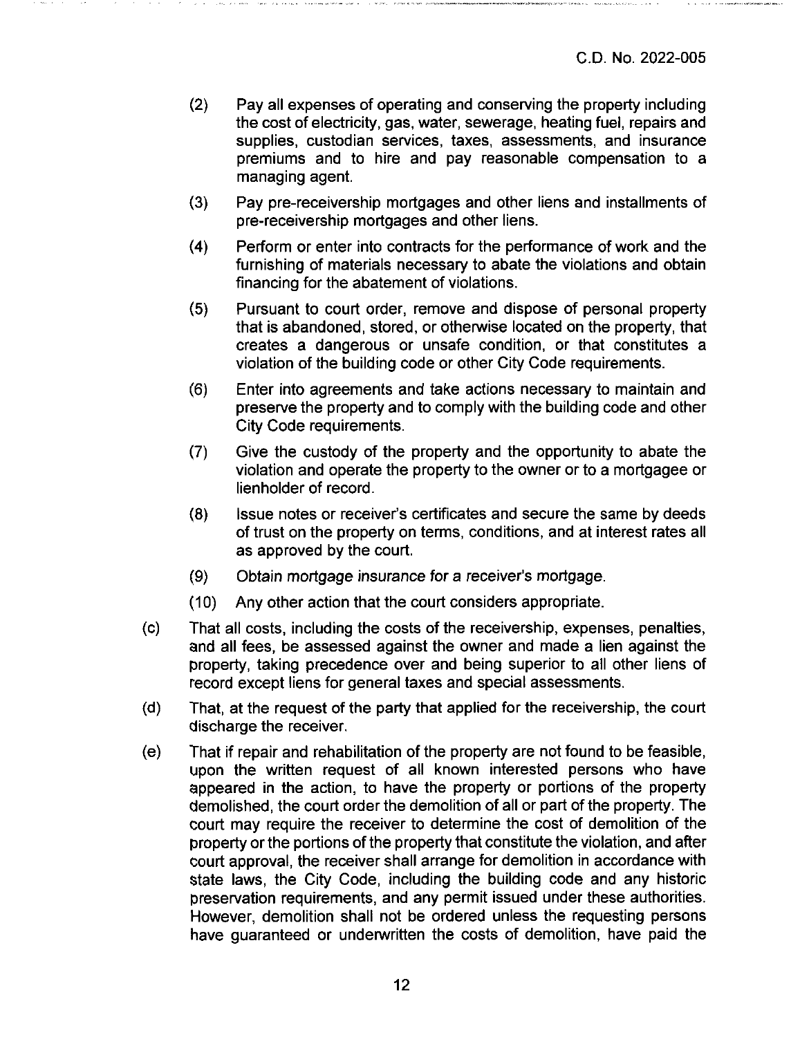(2) Pay all expenses of operating and conserving the property including the cost of electricity, gas, water, sewerage, heating fuel, repairs and supplies, custodian services, taxes, assessments, and insurance premiums and to hire and pay reasonable compensation to a managing agent.

(3) Pay pre-receivership mortgages and other liens and installments of pre-receivership mortgages and other liens.

(4) Perform or enter into contracts for the performance of work and the furnishing of materials necessary to abate the violations and obtain financing for the abatement of violations.

(5) Pursuant to court order, remove and dispose of personal property that is abandoned, stored, or otherwise located on the property, that creates a dangerous or unsafe condition, or that constitutes a violation of the building code or other City Code requirements.

(6) Enter into agreements and take actions necessary to maintain and preserve the property and to comply with the building code and other City Code requirements.

(7) Give the custody of the property and the opportunity to abate the violation and operate the property to the owner or to a mortgagee or lienholder of record.

(8) Issue notes or receiver's certificates and secure the same by deeds of trust on the property on terms, conditions, and at interest rates all as approved by the court.

(9) *Obtain mortgage insurance for a receiver's mortgage.*

(10) Any other action that the court considers appropriate.

(c) That all costs, including the costs of the receivership, expenses, penalties, and all fees, be assessed against the owner and made a lien against the property, taking precedence over and being superior to all other liens of record except liens for general taxes and special assessments.

(d) That, at the request of the party that applied for the receivership, the court discharge the receiver.

(e) That if repair and rehabilitation of the property are not found to be feasible, upon the written request of all known interested persons who have appeared in the action, to have the property or portions of the property demolished, the court order the demolition of all or part of the property. The court may require the receiver to determine the cost of demolition of the property or the portions of the property that constitute the violation, and after court approval, the receiver shall arrange for demolition in accordance with state laws, the City Code, including the building code and any historic preservation requirements, and any permit issued under these authorities. However, demolition shall not be ordered unless the requesting persons have guaranteed or underwritten the costs of demolition, have paid the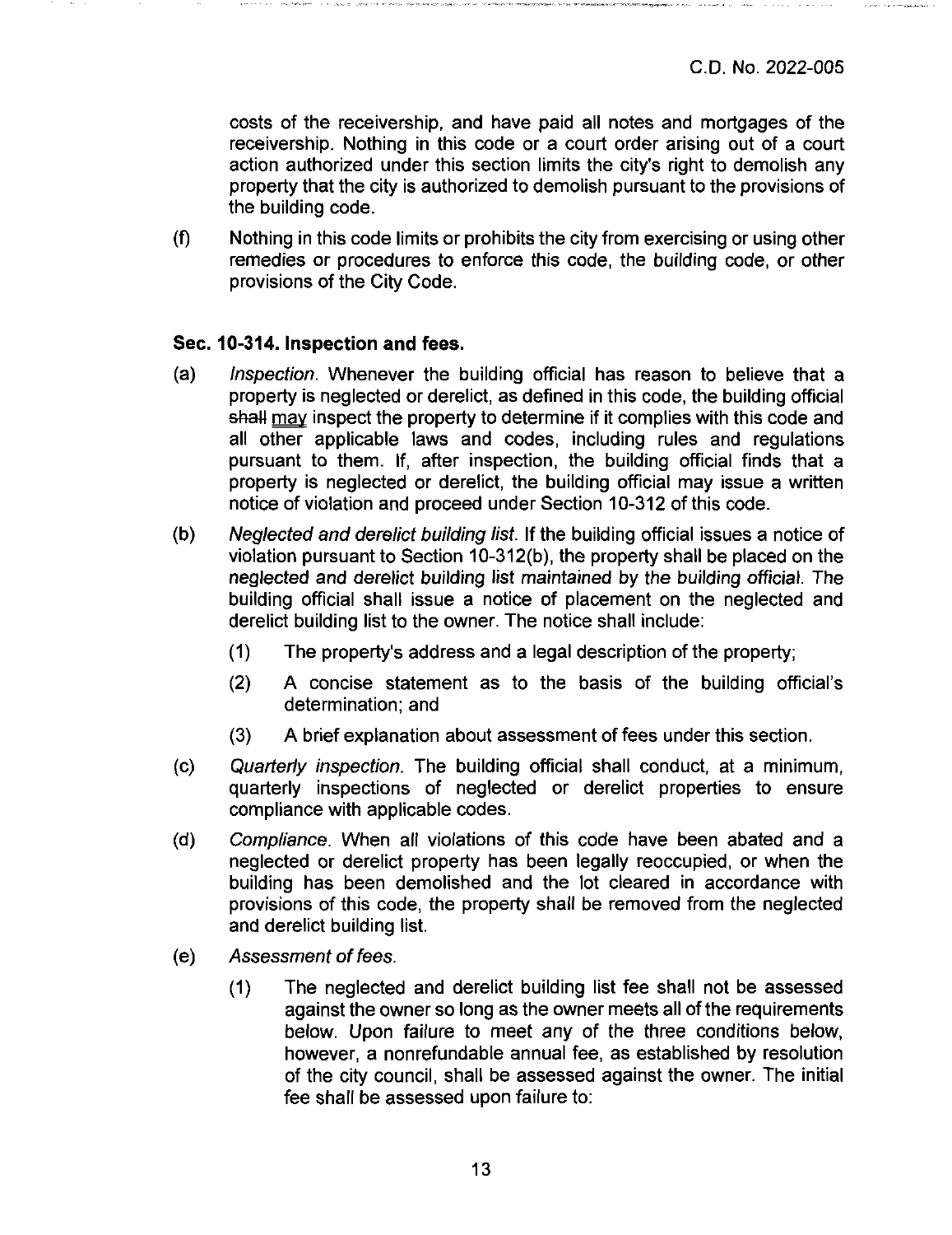costs of the receivership, and have paid all notes and mortgages of the receivership. Nothing in this code or a court order arising out of a court action authorized under this section limits the city's right to demolish any property that the city is authorized to demolish pursuant to the provisions of the building code.

(f) Nothing in this code limits or prohibits the city from exercising or using other remedies or procedures to enforce this code, the building code, or other provisions of the City Code.

### Sec. 10-314. Inspection and fees.

(a) *Inspection.* Whenever the building official has reason to believe that a property is neglected or derelict, as defined in this code, the building official ~~shall~~ <u>may</u> inspect the property to determine if it complies with this code and all other applicable laws and codes, including rules and regulations pursuant to them. If, after inspection, the building official finds that a property is neglected or derelict, the building official may issue a written notice of violation and proceed under Section 10-312 of this code.

(b) *Neglected and derelict building list.* If the building official issues a notice of violation pursuant to Section 10-312(b), the property shall be placed on the *neglected and derelict building list maintained by the building official.* The building official shall issue a notice of placement on the neglected and derelict building list to the owner. The notice shall include:

   (1) The property's address and a legal description of the property;

   (2) A concise statement as to the basis of the building official's determination; and

   (3) A brief explanation about assessment of fees under this section.

(c) *Quarterly inspection.* The building official shall conduct, at a minimum, quarterly inspections of neglected or derelict properties to ensure compliance with applicable codes.

(d) *Compliance.* When all violations of this code have been abated and a neglected or derelict property has been legally reoccupied, or when the building has been demolished and the lot cleared in accordance with provisions of this code, the property shall be removed from the neglected and derelict building list.

(e) *Assessment of fees.*

   (1) The neglected and derelict building list fee shall not be assessed against the owner so long as the owner meets all of the requirements below. Upon failure to meet any of the three conditions below, however, a nonrefundable annual fee, as established by resolution of the city council, shall be assessed against the owner. The initial fee shall be assessed upon failure to: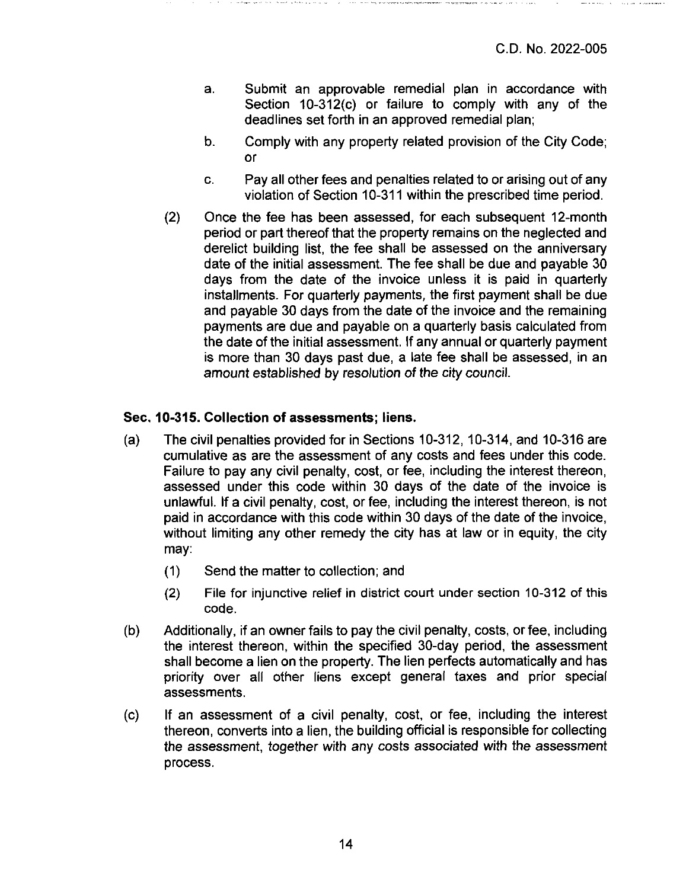a. Submit an approvable remedial plan in accordance with Section 10-312(c) or failure to comply with any of the deadlines set forth in an approved remedial plan;

b. Comply with any property related provision of the City Code; or

c. Pay all other fees and penalties related to or arising out of any violation of Section 10-311 within the prescribed time period.

(2) Once the fee has been assessed, for each subsequent 12-month period or part thereof that the property remains on the neglected and derelict building list, the fee shall be assessed on the anniversary date of the initial assessment. The fee shall be due and payable 30 days from the date of the invoice unless it is paid in quarterly installments. For quarterly payments, the first payment shall be due and payable 30 days from the date of the invoice and the remaining payments are due and payable on a quarterly basis calculated from the date of the initial assessment. If any annual or quarterly payment is more than 30 days past due, a late fee shall be assessed, in an *amount established by resolution of the city council.*

**Sec. 10-315. Collection of assessments; liens.**

(a) The civil penalties provided for in Sections 10-312, 10-314, and 10-316 are cumulative as are the assessment of any costs and fees under this code. Failure to pay any civil penalty, cost, or fee, including the interest thereon, assessed under this code within 30 days of the date of the invoice is unlawful. If a civil penalty, cost, or fee, including the interest thereon, is not paid in accordance with this code within 30 days of the date of the invoice, without limiting any other remedy the city has at law or in equity, the city may:

(1) Send the matter to collection; and

(2) File for injunctive relief in district court under section 10-312 of this code.

(b) Additionally, if an owner fails to pay the civil penalty, costs, or fee, including the interest thereon, within the specified 30-day period, the assessment shall become a lien on the property. The lien perfects automatically and has priority over all other liens except general taxes and prior special assessments.

(c) If an assessment of a civil penalty, cost, or fee, including the interest thereon, converts into a lien, the building official is responsible for collecting the assessment, *together with any costs associated with the assessment* process.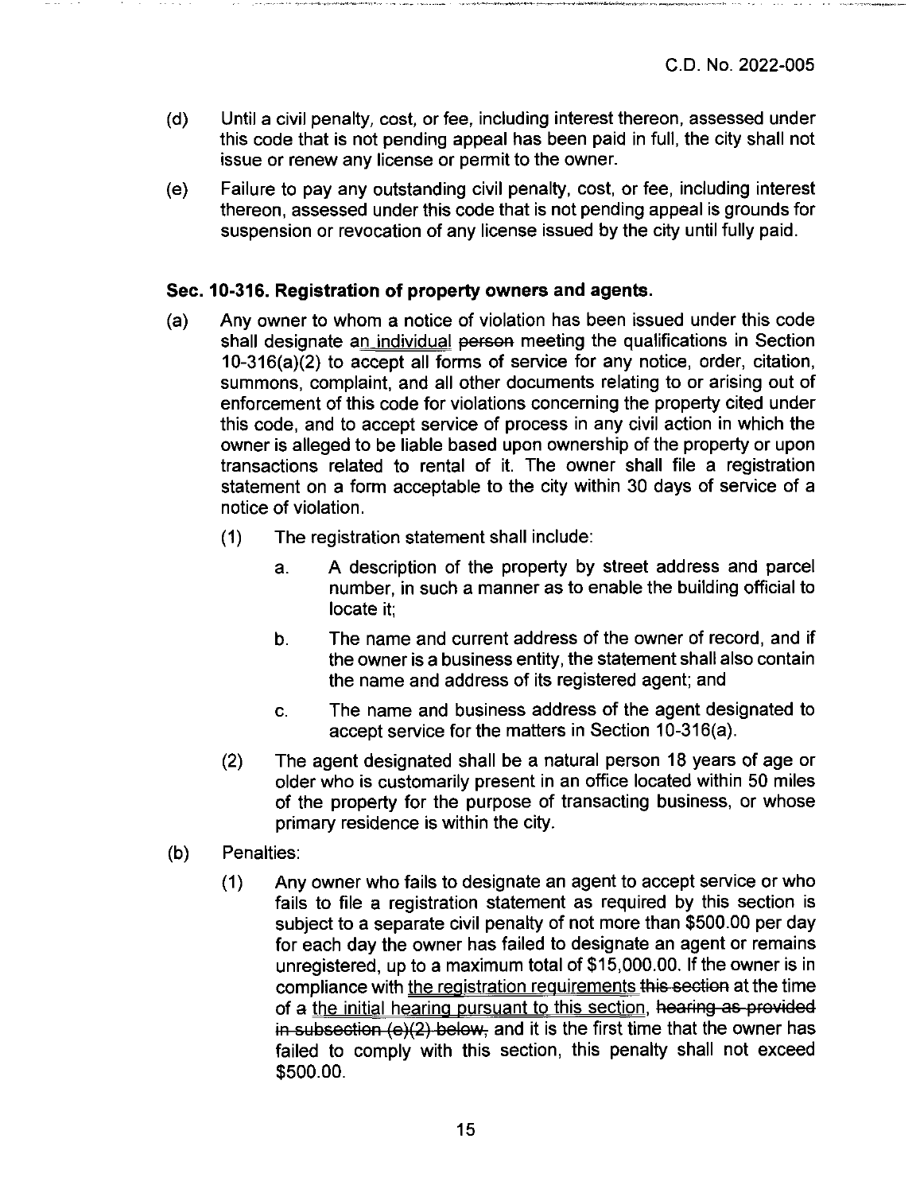(d) Until a civil penalty, cost, or fee, including interest thereon, assessed under this code that is not pending appeal has been paid in full, the city shall not issue or renew any license or permit to the owner.

(e) Failure to pay any outstanding civil penalty, cost, or fee, including interest thereon, assessed under this code that is not pending appeal is grounds for suspension or revocation of any license issued by the city until fully paid.

**Sec. 10-316. Registration of property owners and agents.**

(a) Any owner to whom a notice of violation has been issued under this code shall designate a<u>n individual</u> ~~person~~ meeting the qualifications in Section 10-316(a)(2) to accept all forms of service for any notice, order, citation, summons, complaint, and all other documents relating to or arising out of enforcement of this code for violations concerning the property cited under this code, and to accept service of process in any civil action in which the owner is alleged to be liable based upon ownership of the property or upon transactions related to rental of it. The owner shall file a registration statement on a form acceptable to the city within 30 days of service of a notice of violation.

   (1) The registration statement shall include:

      a. A description of the property by street address and parcel number, in such a manner as to enable the building official to locate it;

      b. The name and current address of the owner of record, and if the owner is a business entity, the statement shall also contain the name and address of its registered agent; and

      c. The name and business address of the agent designated to accept service for the matters in Section 10-316(a).

   (2) The agent designated shall be a natural person 18 years of age or older who is customarily present in an office located within 50 miles of the property for the purpose of transacting business, or whose primary residence is within the city.

(b) Penalties:

   (1) Any owner who fails to designate an agent to accept service or who fails to file a registration statement as required by this section is subject to a separate civil penalty of not more than $500.00 per day for each day the owner has failed to designate an agent or remains unregistered, up to a maximum total of $15,000.00. If the owner is in compliance with <u>the registration requirements</u> ~~this section~~ at the time of ~~a~~ <u>the initial hearing pursuant to this section</u>, ~~hearing as provided in subsection (e)(2) below,~~ and it is the first time that the owner has failed to comply with this section, this penalty shall not exceed $500.00.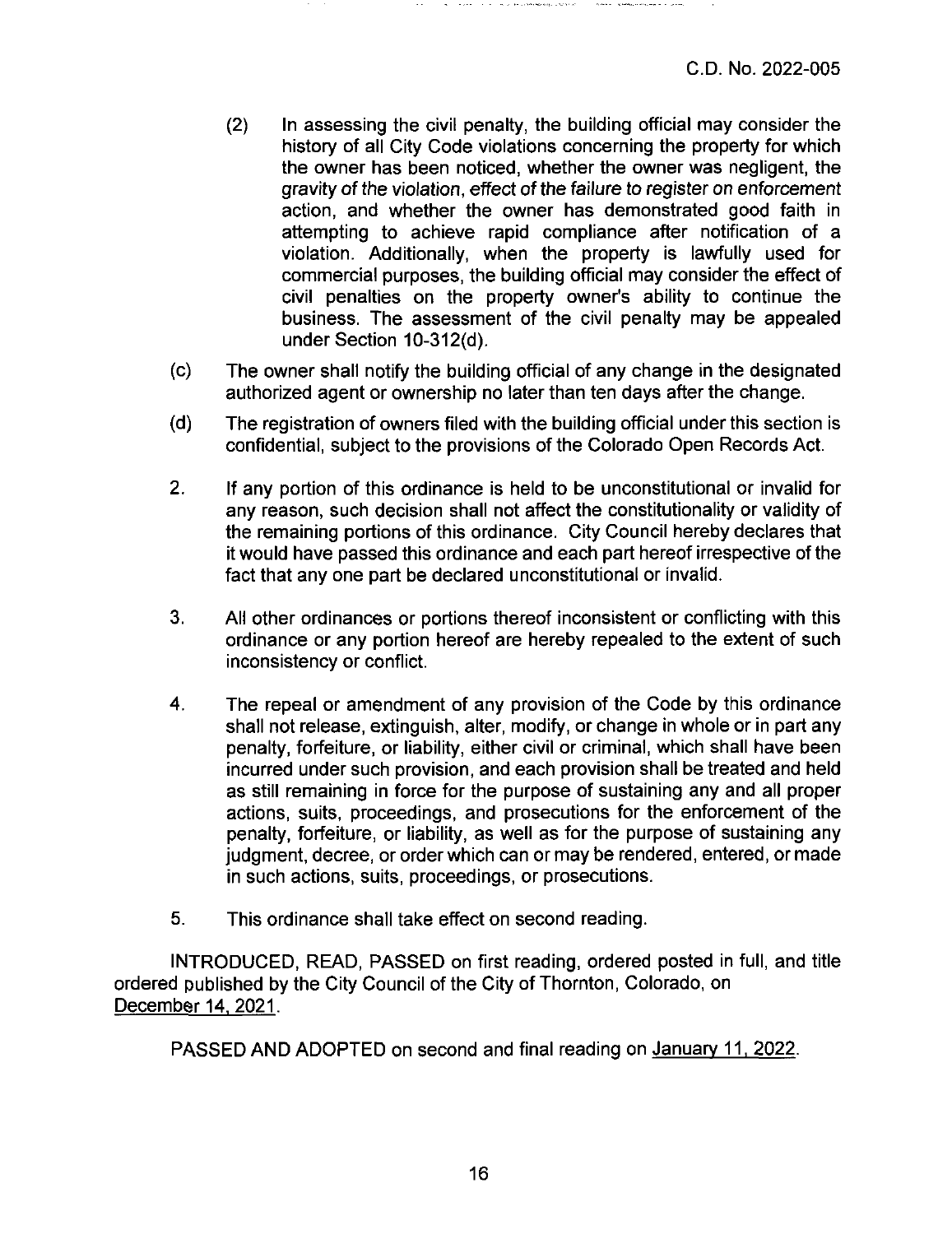(2) In assessing the civil penalty, the building official may consider the history of all City Code violations concerning the property for which the owner has been noticed, whether the owner was negligent, the *gravity of the violation, effect of the failure to register on enforcement* action, and whether the owner has demonstrated good faith in attempting to achieve rapid compliance after notification of a violation. Additionally, when the property is lawfully used for commercial purposes, the building official may consider the effect of civil penalties on the property owner's ability to continue the business. The assessment of the civil penalty may be appealed under Section 10-312(d).

(c) The owner shall notify the building official of any change in the designated authorized agent or ownership no later than ten days after the change.

(d) The registration of owners filed with the building official under this section is confidential, subject to the provisions of the Colorado Open Records Act.

2. If any portion of this ordinance is held to be unconstitutional or invalid for any reason, such decision shall not affect the constitutionality or validity of the remaining portions of this ordinance. City Council hereby declares that it would have passed this ordinance and each part hereof irrespective of the fact that any one part be declared unconstitutional or invalid.

3. All other ordinances or portions thereof inconsistent or conflicting with this ordinance or any portion hereof are hereby repealed to the extent of such inconsistency or conflict.

4. The repeal or amendment of any provision of the Code by this ordinance shall not release, extinguish, alter, modify, or change in whole or in part any penalty, forfeiture, or liability, either civil or criminal, which shall have been incurred under such provision, and each provision shall be treated and held as still remaining in force for the purpose of sustaining any and all proper actions, suits, proceedings, and prosecutions for the enforcement of the penalty, forfeiture, or liability, as well as for the purpose of sustaining any judgment, decree, or order which can or may be rendered, entered, or made in such actions, suits, proceedings, or prosecutions.

5. This ordinance shall take effect on second reading.

INTRODUCED, READ, PASSED on first reading, ordered posted in full, and title ordered published by the City Council of the City of Thornton, Colorado, on December 14, 2021.

PASSED AND ADOPTED on second and final reading on January 11, 2022.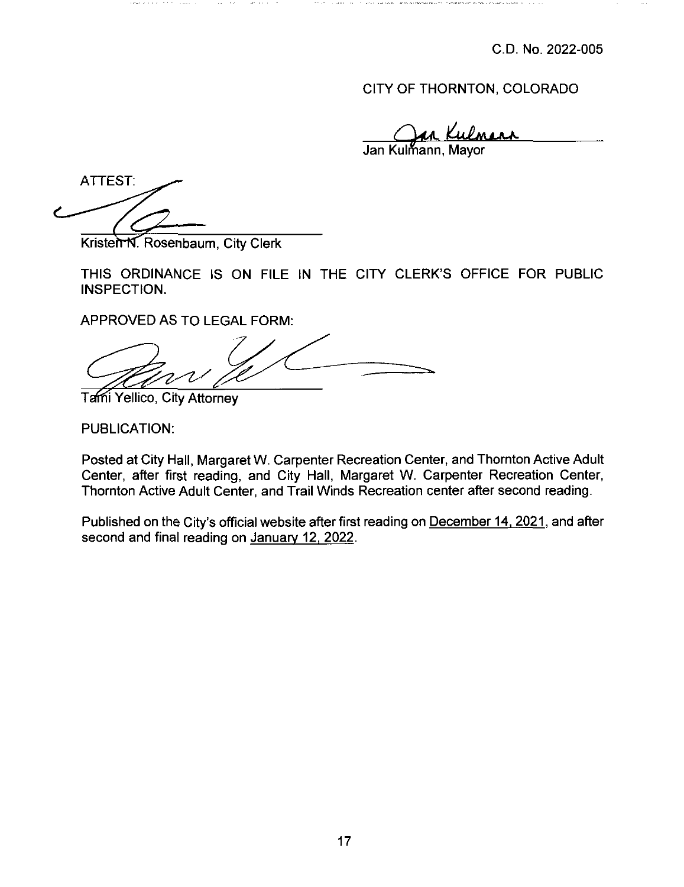C.D. No. 2022-005

CITY OF THORNTON, COLORADO

Jan Kulmann, Mayor

ATTEST:

Kristen N. Rosenbaum, City Clerk

THIS ORDINANCE IS ON FILE IN THE CITY CLERK'S OFFICE FOR PUBLIC INSPECTION.

APPROVED AS TO LEGAL FORM:

Tami Yellico, City Attorney

PUBLICATION:

Posted at City Hall, Margaret W. Carpenter Recreation Center, and Thornton Active Adult Center, after first reading, and City Hall, Margaret W. Carpenter Recreation Center, Thornton Active Adult Center, and Trail Winds Recreation center after second reading.

Published on the City's official website after first reading on December 14, 2021, and after second and final reading on January 12, 2022.